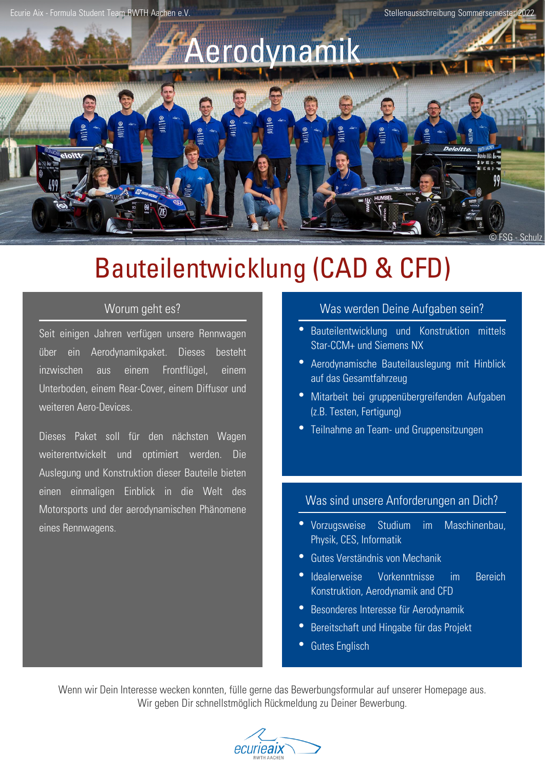Ecurie Aix - Formula Student Team RWTH Aachen e.V.

Stellenausschreibung Sommersemester 2022

# Aerodynamik

© FSG - Schulz

# Bauteilentwicklung (CAD & CFD)

## Worum geht es?

Seit einigen Jahren verfügen unsere Rennwagen über ein Aerodynamikpaket. Dieses besteht inzwischen aus einem Frontflügel, einem Unterboden, einem Rear-Cover, einem Diffusor und weiteren Aero-Devices.

Dieses Paket soll für den nächsten Wagen weiterentwickelt und optimiert werden. Die Auslegung und Konstruktion dieser Bauteile bieten einen einmaligen Einblick in die Welt des Motorsports und der aerodynamischen Phänomene eines Rennwagens.

## Was werden Deine Aufgaben sein?

- Bauteilentwicklung und Konstruktion mittels Star-CCM+ und Siemens NX
- Aerodynamische Bauteilauslegung mit Hinblick auf das Gesamtfahrzeug
- Mitarbeit bei gruppenübergreifenden Aufgaben (z.B. Testen, Fertigung)
- Teilnahme an Team- und Gruppensitzungen

## Was sind unsere Anforderungen an Dich?

- Vorzugsweise Studium im Maschinenbau, Physik, CES, Informatik
- Gutes Verständnis von Mechanik
- Idealerweise Vorkenntnisse im Bereich Konstruktion, Aerodynamik and CFD
- Besonderes Interesse für Aerodynamik
- Bereitschaft und Hingabe für das Projekt
- Gutes Englisch

Wenn wir Dein Interesse wecken konnten, fülle gerne das Bewerbungsformular auf unserer Homepage aus.
Wir geben Dir schnellstmöglich Rückmeldung zu Deiner Bewerbung.

ecurieaix RWTH AACHEN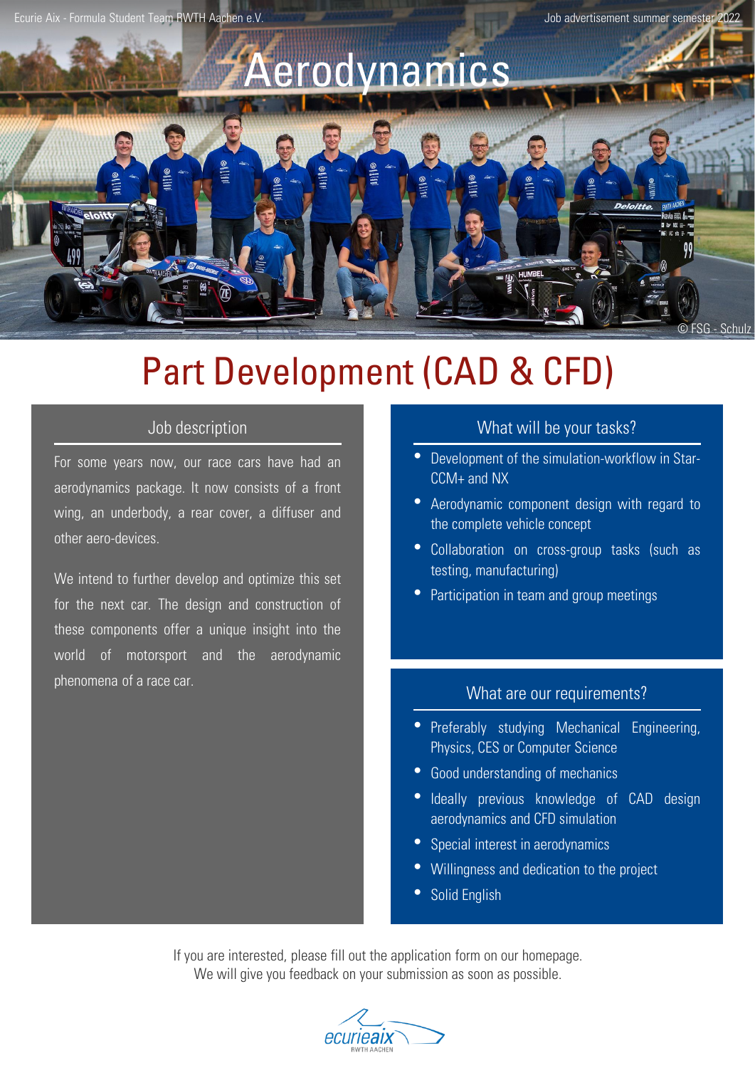Ecurie Aix - Formula Student Team RWTH Aachen e.V.

Job advertisement summer semester 2022

# Aerodynamics

© FSG - Schulz

# Part Development (CAD & CFD)

## Job description

For some years now, our race cars have had an aerodynamics package. It now consists of a front wing, an underbody, a rear cover, a diffuser and other aero-devices.

We intend to further develop and optimize this set for the next car. The design and construction of these components offer a unique insight into the world of motorsport and the aerodynamic phenomena of a race car.

## What will be your tasks?

- Development of the simulation-workflow in Star-CCM+ and NX
- Aerodynamic component design with regard to the complete vehicle concept
- Collaboration on cross-group tasks (such as testing, manufacturing)
- Participation in team and group meetings

## What are our requirements?

- Preferably studying Mechanical Engineering, Physics, CES or Computer Science
- Good understanding of mechanics
- Ideally previous knowledge of CAD design aerodynamics and CFD simulation
- Special interest in aerodynamics
- Willingness and dedication to the project
- Solid English

If you are interested, please fill out the application form on our homepage.
We will give you feedback on your submission as soon as possible.

ecurieaix RWTH AACHEN